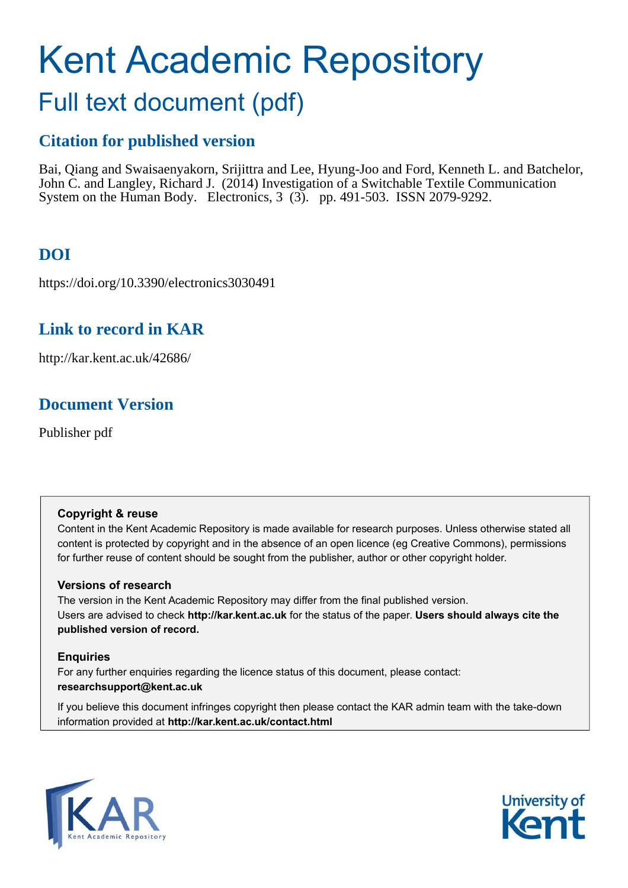# Kent Academic Repository

## Full text document (pdf)

### Citation for published version

Bai, Qiang and Swaisaenyakorn, Srijittra and Lee, Hyung-Joo and Ford, Kenneth L. and Batchelor, John C. and Langley, Richard J. (2014) Investigation of a Switchable Textile Communication System on the Human Body. Electronics, 3 (3). pp. 491-503. ISSN 2079-9292.

### DOI

https://doi.org/10.3390/electronics3030491

### Link to record in KAR

http://kar.kent.ac.uk/42686/

### Document Version

Publisher pdf

**Copyright & reuse**

Content in the Kent Academic Repository is made available for research purposes. Unless otherwise stated all content is protected by copyright and in the absence of an open licence (eg Creative Commons), permissions for further reuse of content should be sought from the publisher, author or other copyright holder.

**Versions of research**

The version in the Kent Academic Repository may differ from the final published version. Users are advised to check **http://kar.kent.ac.uk** for the status of the paper. **Users should always cite the published version of record.**

**Enquiries**

For any further enquiries regarding the licence status of this document, please contact: **researchsupport@kent.ac.uk**

If you believe this document infringes copyright then please contact the KAR admin team with the take-down information provided at **http://kar.kent.ac.uk/contact.html**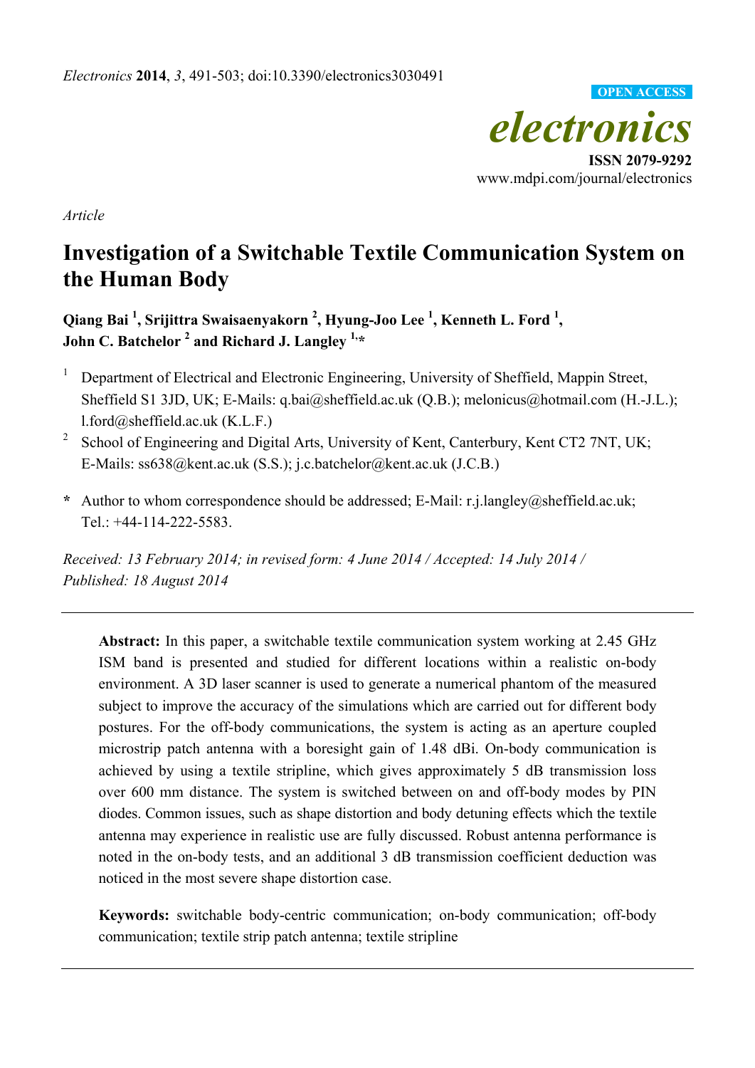*Electronics* **2014**, *3*, 491-503; doi:10.3390/electronics3030491

**OPEN ACCESS**

***electronics***

**ISSN 2079-9292**

www.mdpi.com/journal/electronics

*Article*

# Investigation of a Switchable Textile Communication System on the Human Body

**Qiang Bai [1], Srijittra Swaisaenyakorn [2], Hyung-Joo Lee [1], Kenneth L. Ford [1], John C. Batchelor [2] and Richard J. Langley [1,*]**

[1] Department of Electrical and Electronic Engineering, University of Sheffield, Mappin Street, Sheffield S1 3JD, UK; E-Mails: q.bai@sheffield.ac.uk (Q.B.); melonicus@hotmail.com (H.-J.L.); l.ford@sheffield.ac.uk (K.L.F.)

[2] School of Engineering and Digital Arts, University of Kent, Canterbury, Kent CT2 7NT, UK; E-Mails: ss638@kent.ac.uk (S.S.); j.c.batchelor@kent.ac.uk (J.C.B.)

\* Author to whom correspondence should be addressed; E-Mail: r.j.langley@sheffield.ac.uk; Tel.: +44-114-222-5583.

*Received: 13 February 2014; in revised form: 4 June 2014 / Accepted: 14 July 2014 / Published: 18 August 2014*

---

**Abstract:** In this paper, a switchable textile communication system working at 2.45 GHz ISM band is presented and studied for different locations within a realistic on-body environment. A 3D laser scanner is used to generate a numerical phantom of the measured subject to improve the accuracy of the simulations which are carried out for different body postures. For the off-body communications, the system is acting as an aperture coupled microstrip patch antenna with a boresight gain of 1.48 dBi. On-body communication is achieved by using a textile stripline, which gives approximately 5 dB transmission loss over 600 mm distance. The system is switched between on and off-body modes by PIN diodes. Common issues, such as shape distortion and body detuning effects which the textile antenna may experience in realistic use are fully discussed. Robust antenna performance is noted in the on-body tests, and an additional 3 dB transmission coefficient deduction was noticed in the most severe shape distortion case.

**Keywords:** switchable body-centric communication; on-body communication; off-body communication; textile strip patch antenna; textile stripline

---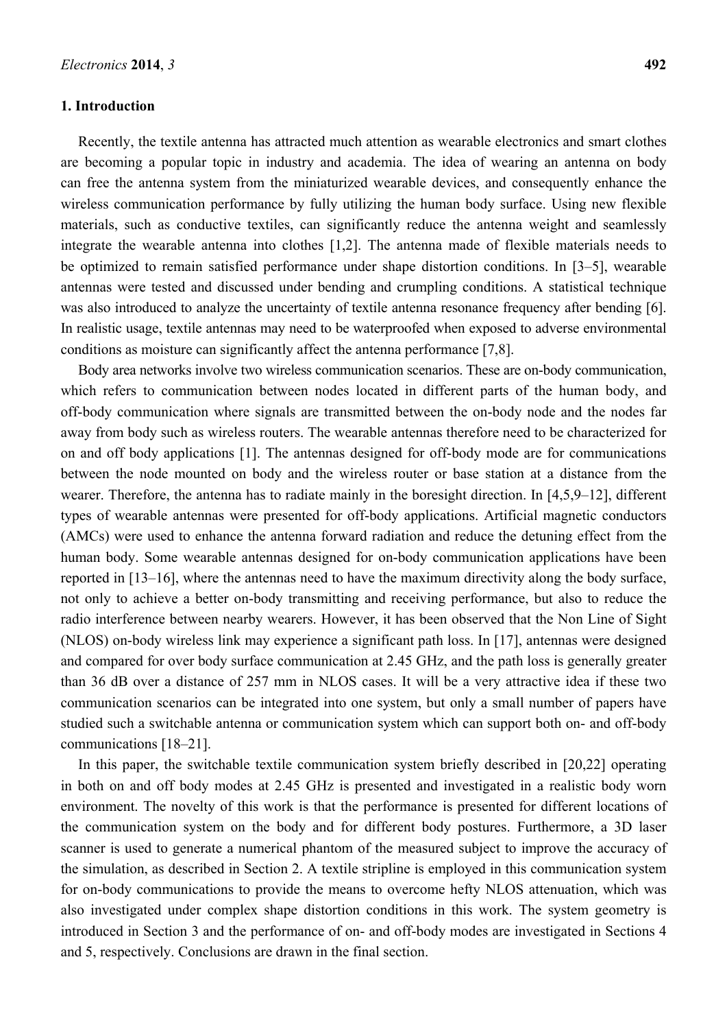## 1. Introduction

Recently, the textile antenna has attracted much attention as wearable electronics and smart clothes are becoming a popular topic in industry and academia. The idea of wearing an antenna on body can free the antenna system from the miniaturized wearable devices, and consequently enhance the wireless communication performance by fully utilizing the human body surface. Using new flexible materials, such as conductive textiles, can significantly reduce the antenna weight and seamlessly integrate the wearable antenna into clothes [1,2]. The antenna made of flexible materials needs to be optimized to remain satisfied performance under shape distortion conditions. In [3–5], wearable antennas were tested and discussed under bending and crumpling conditions. A statistical technique was also introduced to analyze the uncertainty of textile antenna resonance frequency after bending [6]. In realistic usage, textile antennas may need to be waterproofed when exposed to adverse environmental conditions as moisture can significantly affect the antenna performance [7,8].

Body area networks involve two wireless communication scenarios. These are on-body communication, which refers to communication between nodes located in different parts of the human body, and off-body communication where signals are transmitted between the on-body node and the nodes far away from body such as wireless routers. The wearable antennas therefore need to be characterized for on and off body applications [1]. The antennas designed for off-body mode are for communications between the node mounted on body and the wireless router or base station at a distance from the wearer. Therefore, the antenna has to radiate mainly in the boresight direction. In [4,5,9–12], different types of wearable antennas were presented for off-body applications. Artificial magnetic conductors (AMCs) were used to enhance the antenna forward radiation and reduce the detuning effect from the human body. Some wearable antennas designed for on-body communication applications have been reported in [13–16], where the antennas need to have the maximum directivity along the body surface, not only to achieve a better on-body transmitting and receiving performance, but also to reduce the radio interference between nearby wearers. However, it has been observed that the Non Line of Sight (NLOS) on-body wireless link may experience a significant path loss. In [17], antennas were designed and compared for over body surface communication at 2.45 GHz, and the path loss is generally greater than 36 dB over a distance of 257 mm in NLOS cases. It will be a very attractive idea if these two communication scenarios can be integrated into one system, but only a small number of papers have studied such a switchable antenna or communication system which can support both on- and off-body communications [18–21].

In this paper, the switchable textile communication system briefly described in [20,22] operating in both on and off body modes at 2.45 GHz is presented and investigated in a realistic body worn environment. The novelty of this work is that the performance is presented for different locations of the communication system on the body and for different body postures. Furthermore, a 3D laser scanner is used to generate a numerical phantom of the measured subject to improve the accuracy of the simulation, as described in Section 2. A textile stripline is employed in this communication system for on-body communications to provide the means to overcome hefty NLOS attenuation, which was also investigated under complex shape distortion conditions in this work. The system geometry is introduced in Section 3 and the performance of on- and off-body modes are investigated in Sections 4 and 5, respectively. Conclusions are drawn in the final section.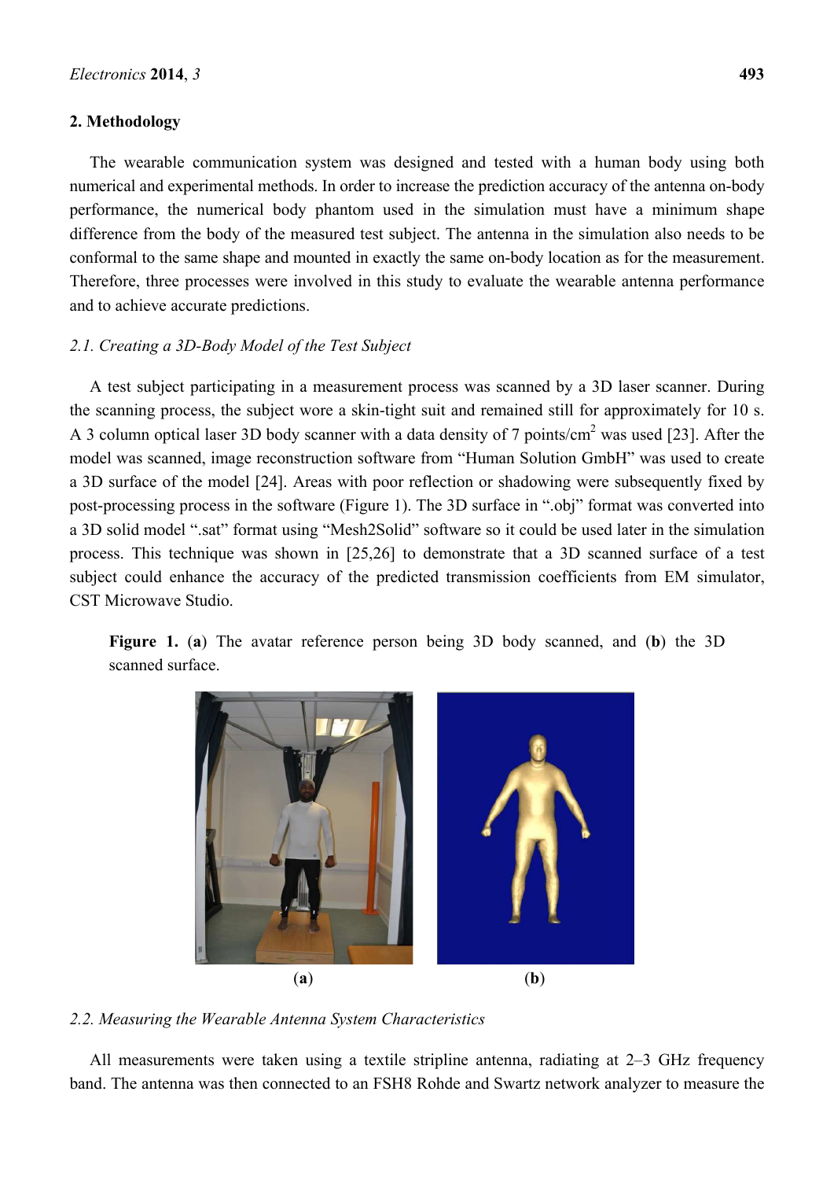## 2. Methodology

The wearable communication system was designed and tested with a human body using both numerical and experimental methods. In order to increase the prediction accuracy of the antenna on-body performance, the numerical body phantom used in the simulation must have a minimum shape difference from the body of the measured test subject. The antenna in the simulation also needs to be conformal to the same shape and mounted in exactly the same on-body location as for the measurement. Therefore, three processes were involved in this study to evaluate the wearable antenna performance and to achieve accurate predictions.

### *2.1. Creating a 3D-Body Model of the Test Subject*

A test subject participating in a measurement process was scanned by a 3D laser scanner. During the scanning process, the subject wore a skin-tight suit and remained still for approximately for 10 s. A 3 column optical laser 3D body scanner with a data density of 7 points/cm$^2$ was used [23]. After the model was scanned, image reconstruction software from "Human Solution GmbH" was used to create a 3D surface of the model [24]. Areas with poor reflection or shadowing were subsequently fixed by post-processing process in the software (Figure 1). The 3D surface in ".obj" format was converted into a 3D solid model ".sat" format using "Mesh2Solid" software so it could be used later in the simulation process. This technique was shown in [25,26] to demonstrate that a 3D scanned surface of a test subject could enhance the accuracy of the predicted transmission coefficients from EM simulator, CST Microwave Studio.

**Figure 1.** (**a**) The avatar reference person being 3D body scanned, and (**b**) the 3D scanned surface.

(**a**) (**b**)

### *2.2. Measuring the Wearable Antenna System Characteristics*

All measurements were taken using a textile stripline antenna, radiating at 2–3 GHz frequency band. The antenna was then connected to an FSH8 Rohde and Swartz network analyzer to measure the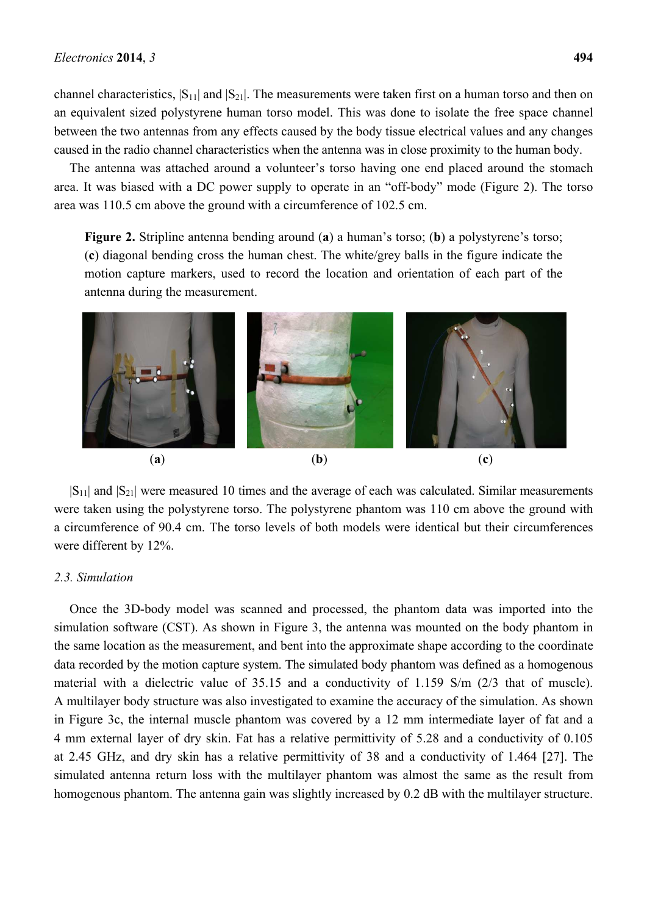channel characteristics, $|S_{11}|$ and $|S_{21}|$. The measurements were taken first on a human torso and then on an equivalent sized polystyrene human torso model. This was done to isolate the free space channel between the two antennas from any effects caused by the body tissue electrical values and any changes caused in the radio channel characteristics when the antenna was in close proximity to the human body.

The antenna was attached around a volunteer's torso having one end placed around the stomach area. It was biased with a DC power supply to operate in an "off-body" mode (Figure 2). The torso area was 110.5 cm above the ground with a circumference of 102.5 cm.

**Figure 2.** Stripline antenna bending around (**a**) a human's torso; (**b**) a polystyrene's torso; (**c**) diagonal bending cross the human chest. The white/grey balls in the figure indicate the motion capture markers, used to record the location and orientation of each part of the antenna during the measurement.

(**a**) (**b**) (**c**)

$|S_{11}|$ and $|S_{21}|$ were measured 10 times and the average of each was calculated. Similar measurements were taken using the polystyrene torso. The polystyrene phantom was 110 cm above the ground with a circumference of 90.4 cm. The torso levels of both models were identical but their circumferences were different by 12%.

### 2.3. Simulation

Once the 3D-body model was scanned and processed, the phantom data was imported into the simulation software (CST). As shown in Figure 3, the antenna was mounted on the body phantom in the same location as the measurement, and bent into the approximate shape according to the coordinate data recorded by the motion capture system. The simulated body phantom was defined as a homogenous material with a dielectric value of 35.15 and a conductivity of 1.159 S/m (2/3 that of muscle). A multilayer body structure was also investigated to examine the accuracy of the simulation. As shown in Figure 3c, the internal muscle phantom was covered by a 12 mm intermediate layer of fat and a 4 mm external layer of dry skin. Fat has a relative permittivity of 5.28 and a conductivity of 0.105 at 2.45 GHz, and dry skin has a relative permittivity of 38 and a conductivity of 1.464 [27]. The simulated antenna return loss with the multilayer phantom was almost the same as the result from homogenous phantom. The antenna gain was slightly increased by 0.2 dB with the multilayer structure.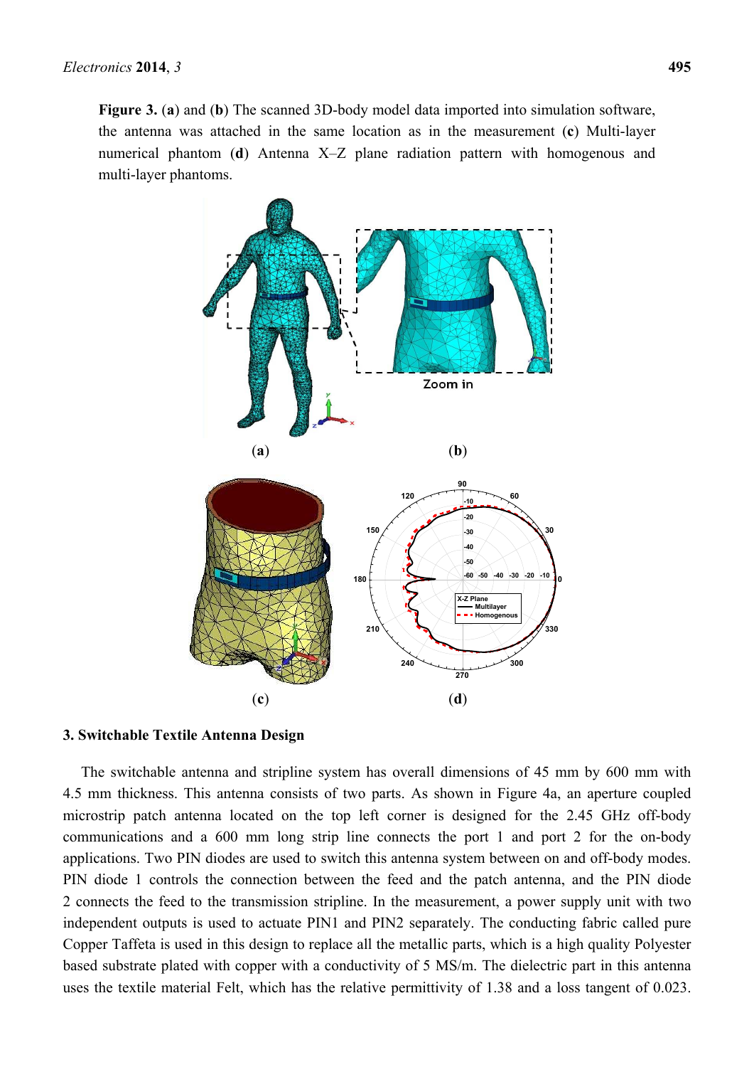**Figure 3.** (**a**) and (**b**) The scanned 3D-body model data imported into simulation software, the antenna was attached in the same location as in the measurement (**c**) Multi-layer numerical phantom (**d**) Antenna X–Z plane radiation pattern with homogenous and multi-layer phantoms.

## 3. Switchable Textile Antenna Design

The switchable antenna and stripline system has overall dimensions of 45 mm by 600 mm with 4.5 mm thickness. This antenna consists of two parts. As shown in Figure 4a, an aperture coupled microstrip patch antenna located on the top left corner is designed for the 2.45 GHz off-body communications and a 600 mm long strip line connects the port 1 and port 2 for the on-body applications. Two PIN diodes are used to switch this antenna system between on and off-body modes. PIN diode 1 controls the connection between the feed and the patch antenna, and the PIN diode 2 connects the feed to the transmission stripline. In the measurement, a power supply unit with two independent outputs is used to actuate PIN1 and PIN2 separately. The conducting fabric called pure Copper Taffeta is used in this design to replace all the metallic parts, which is a high quality Polyester based substrate plated with copper with a conductivity of 5 MS/m. The dielectric part in this antenna uses the textile material Felt, which has the relative permittivity of 1.38 and a loss tangent of 0.023.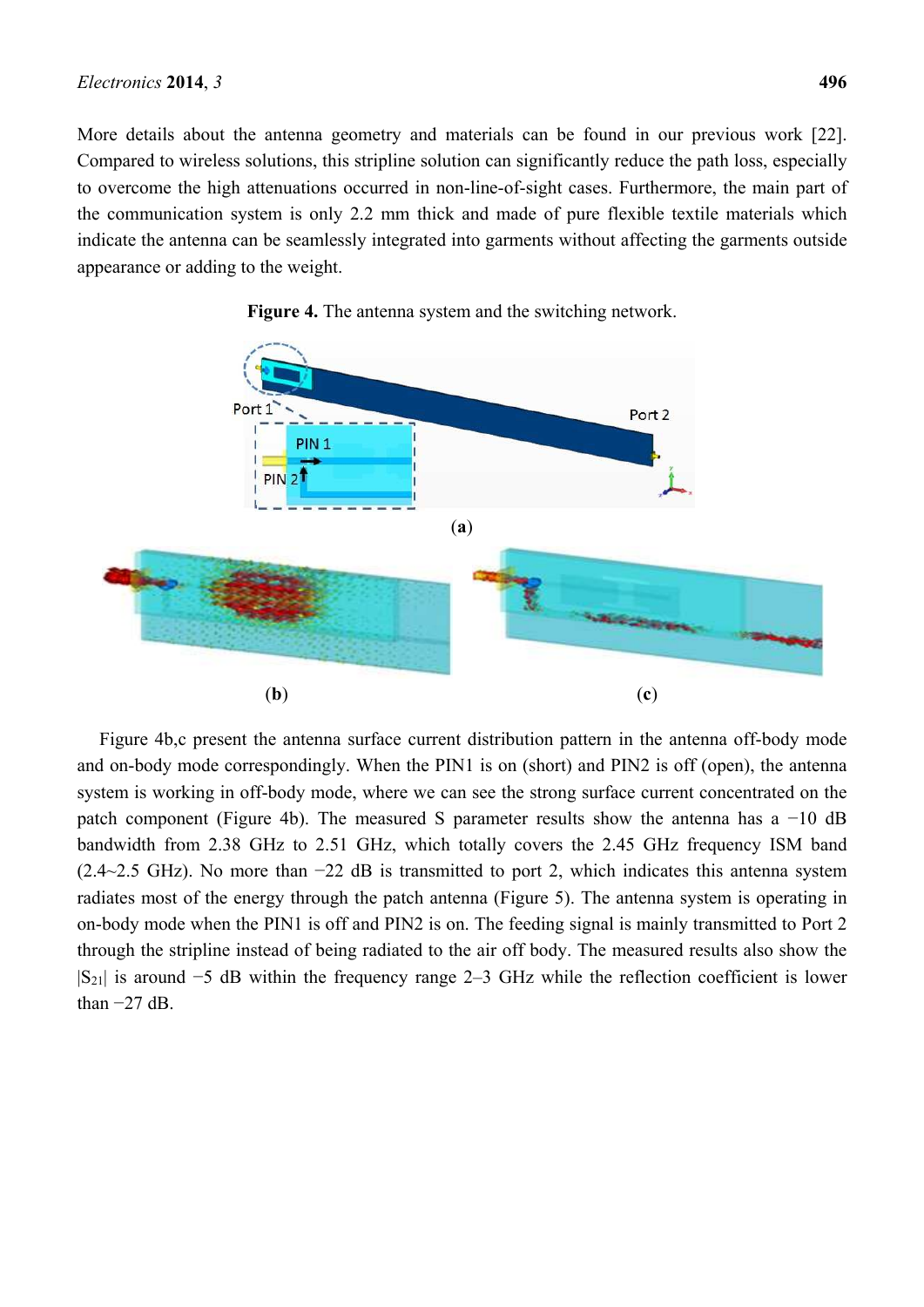More details about the antenna geometry and materials can be found in our previous work [22]. Compared to wireless solutions, this stripline solution can significantly reduce the path loss, especially to overcome the high attenuations occurred in non-line-of-sight cases. Furthermore, the main part of the communication system is only 2.2 mm thick and made of pure flexible textile materials which indicate the antenna can be seamlessly integrated into garments without affecting the garments outside appearance or adding to the weight.

**Figure 4.** The antenna system and the switching network.

(**a**)

(**b**) (**c**)

Figure 4b,c present the antenna surface current distribution pattern in the antenna off-body mode and on-body mode correspondingly. When the PIN1 is on (short) and PIN2 is off (open), the antenna system is working in off-body mode, where we can see the strong surface current concentrated on the patch component (Figure 4b). The measured S parameter results show the antenna has a −10 dB bandwidth from 2.38 GHz to 2.51 GHz, which totally covers the 2.45 GHz frequency ISM band (2.4~2.5 GHz). No more than −22 dB is transmitted to port 2, which indicates this antenna system radiates most of the energy through the patch antenna (Figure 5). The antenna system is operating in on-body mode when the PIN1 is off and PIN2 is on. The feeding signal is mainly transmitted to Port 2 through the stripline instead of being radiated to the air off body. The measured results also show the $|S_{21}|$ is around −5 dB within the frequency range 2–3 GHz while the reflection coefficient is lower than −27 dB.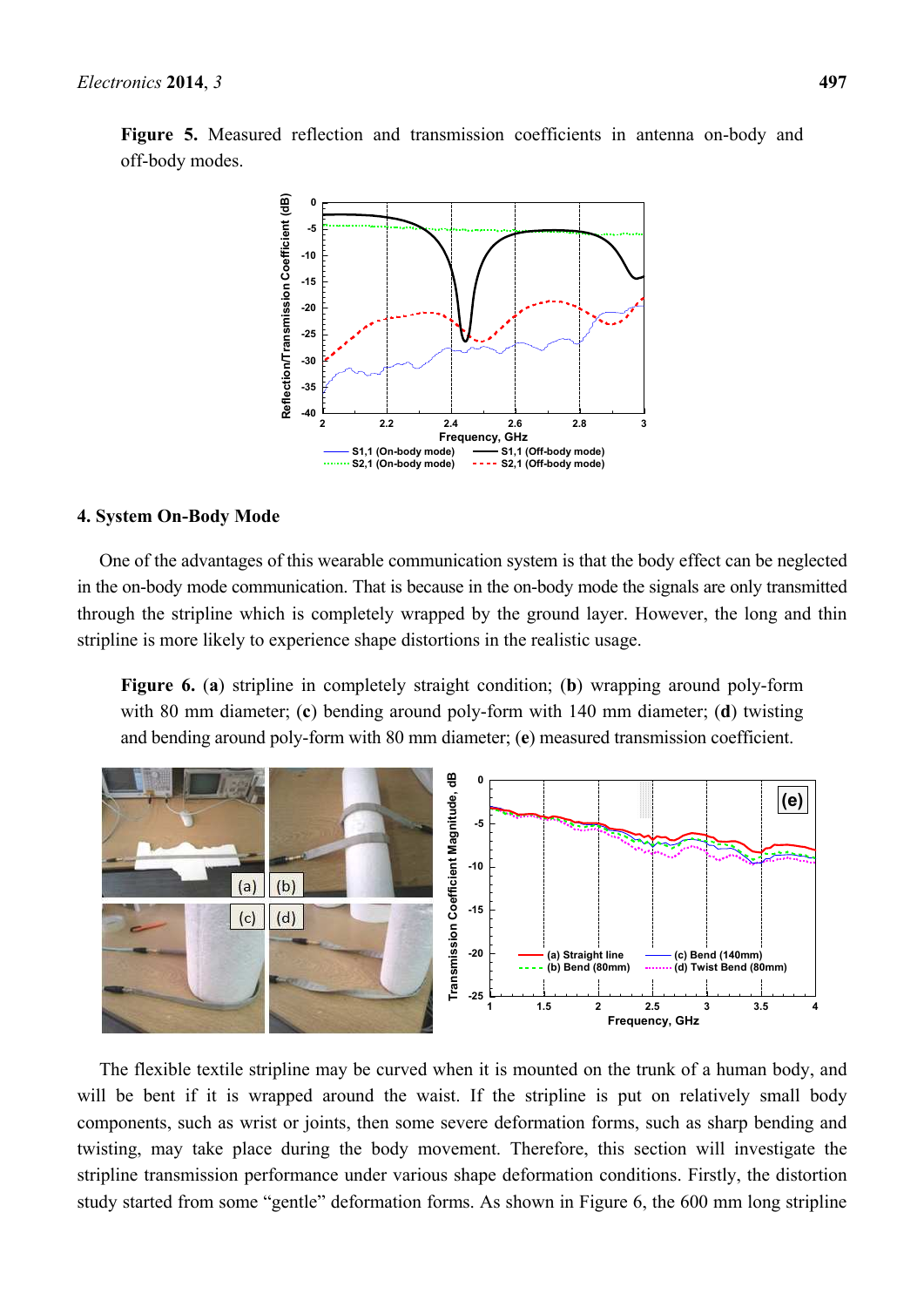**Figure 5.** Measured reflection and transmission coefficients in antenna on-body and off-body modes.

## 4. System On-Body Mode

One of the advantages of this wearable communication system is that the body effect can be neglected in the on-body mode communication. That is because in the on-body mode the signals are only transmitted through the stripline which is completely wrapped by the ground layer. However, the long and thin stripline is more likely to experience shape distortions in the realistic usage.

**Figure 6.** (**a**) stripline in completely straight condition; (**b**) wrapping around poly-form with 80 mm diameter; (**c**) bending around poly-form with 140 mm diameter; (**d**) twisting and bending around poly-form with 80 mm diameter; (**e**) measured transmission coefficient.

The flexible textile stripline may be curved when it is mounted on the trunk of a human body, and will be bent if it is wrapped around the waist. If the stripline is put on relatively small body components, such as wrist or joints, then some severe deformation forms, such as sharp bending and twisting, may take place during the body movement. Therefore, this section will investigate the stripline transmission performance under various shape deformation conditions. Firstly, the distortion study started from some "gentle" deformation forms. As shown in Figure 6, the 600 mm long stripline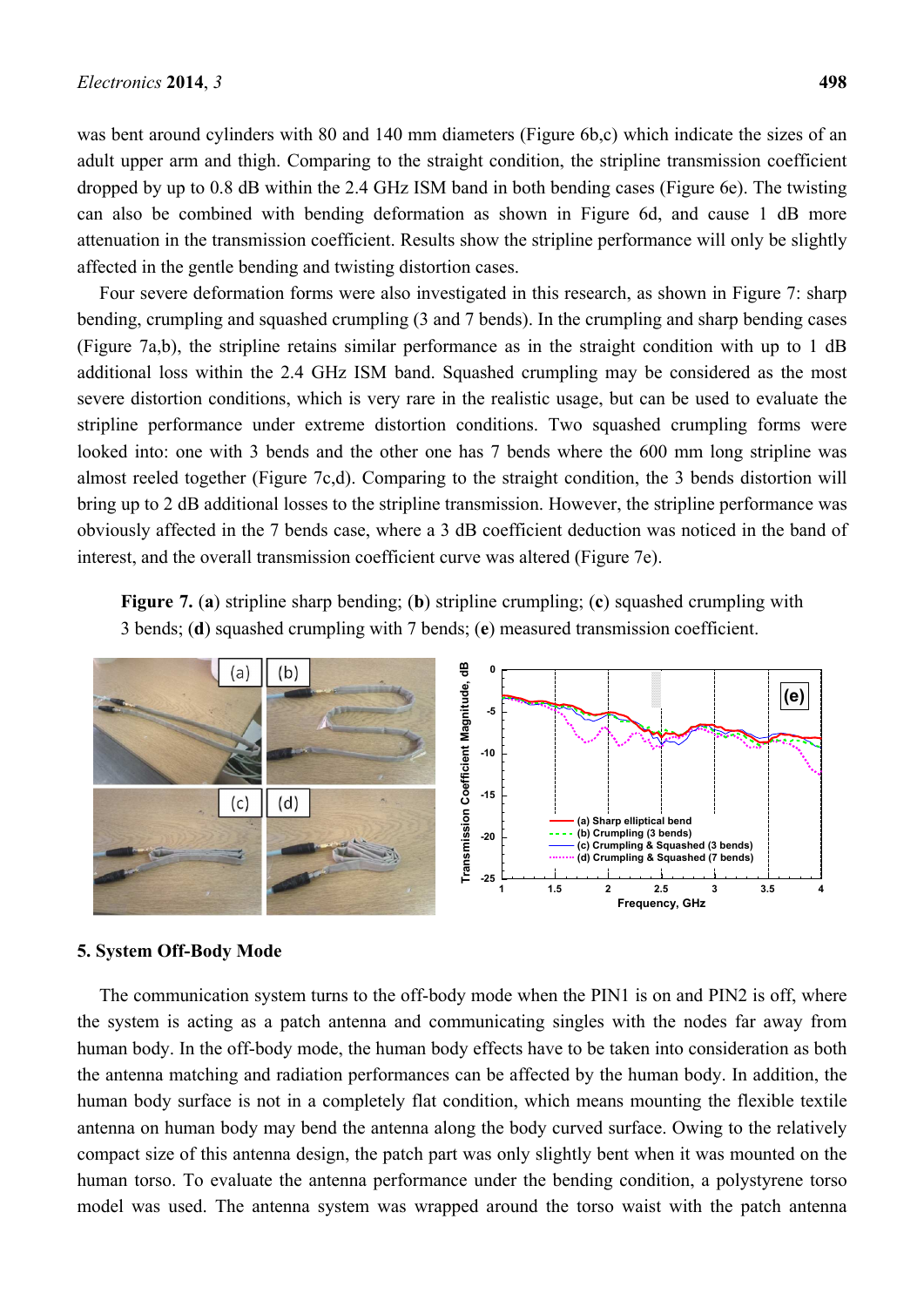was bent around cylinders with 80 and 140 mm diameters (Figure 6b,c) which indicate the sizes of an adult upper arm and thigh. Comparing to the straight condition, the stripline transmission coefficient dropped by up to 0.8 dB within the 2.4 GHz ISM band in both bending cases (Figure 6e). The twisting can also be combined with bending deformation as shown in Figure 6d, and cause 1 dB more attenuation in the transmission coefficient. Results show the stripline performance will only be slightly affected in the gentle bending and twisting distortion cases.

Four severe deformation forms were also investigated in this research, as shown in Figure 7: sharp bending, crumpling and squashed crumpling (3 and 7 bends). In the crumpling and sharp bending cases (Figure 7a,b), the stripline retains similar performance as in the straight condition with up to 1 dB additional loss within the 2.4 GHz ISM band. Squashed crumpling may be considered as the most severe distortion conditions, which is very rare in the realistic usage, but can be used to evaluate the stripline performance under extreme distortion conditions. Two squashed crumpling forms were looked into: one with 3 bends and the other one has 7 bends where the 600 mm long stripline was almost reeled together (Figure 7c,d). Comparing to the straight condition, the 3 bends distortion will bring up to 2 dB additional losses to the stripline transmission. However, the stripline performance was obviously affected in the 7 bends case, where a 3 dB coefficient deduction was noticed in the band of interest, and the overall transmission coefficient curve was altered (Figure 7e).

**Figure 7.** (**a**) stripline sharp bending; (**b**) stripline crumpling; (**c**) squashed crumpling with 3 bends; (**d**) squashed crumpling with 7 bends; (**e**) measured transmission coefficient.

## 5. System Off-Body Mode

The communication system turns to the off-body mode when the PIN1 is on and PIN2 is off, where the system is acting as a patch antenna and communicating singles with the nodes far away from human body. In the off-body mode, the human body effects have to be taken into consideration as both the antenna matching and radiation performances can be affected by the human body. In addition, the human body surface is not in a completely flat condition, which means mounting the flexible textile antenna on human body may bend the antenna along the body curved surface. Owing to the relatively compact size of this antenna design, the patch part was only slightly bent when it was mounted on the human torso. To evaluate the antenna performance under the bending condition, a polystyrene torso model was used. The antenna system was wrapped around the torso waist with the patch antenna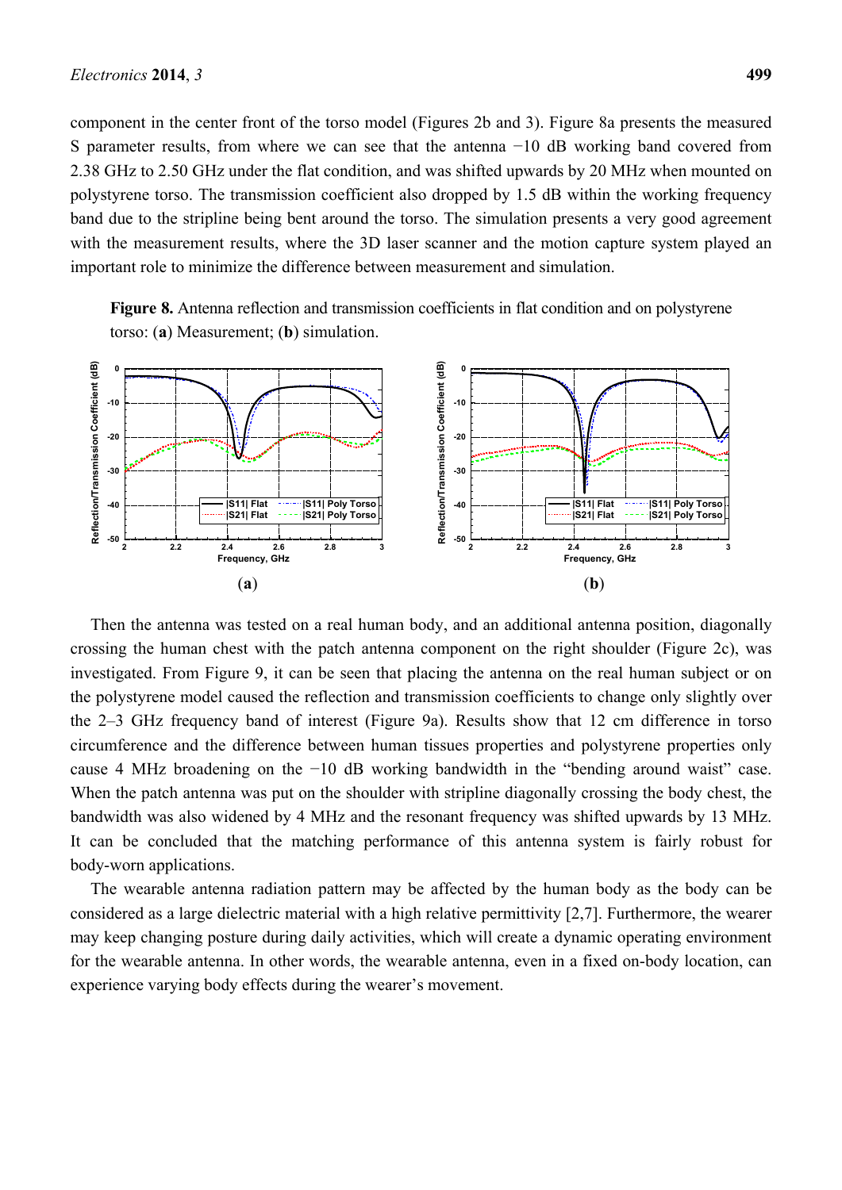component in the center front of the torso model (Figures 2b and 3). Figure 8a presents the measured S parameter results, from where we can see that the antenna −10 dB working band covered from 2.38 GHz to 2.50 GHz under the flat condition, and was shifted upwards by 20 MHz when mounted on polystyrene torso. The transmission coefficient also dropped by 1.5 dB within the working frequency band due to the stripline being bent around the torso. The simulation presents a very good agreement with the measurement results, where the 3D laser scanner and the motion capture system played an important role to minimize the difference between measurement and simulation.

**Figure 8.** Antenna reflection and transmission coefficients in flat condition and on polystyrene torso: (**a**) Measurement; (**b**) simulation.

Then the antenna was tested on a real human body, and an additional antenna position, diagonally crossing the human chest with the patch antenna component on the right shoulder (Figure 2c), was investigated. From Figure 9, it can be seen that placing the antenna on the real human subject or on the polystyrene model caused the reflection and transmission coefficients to change only slightly over the 2–3 GHz frequency band of interest (Figure 9a). Results show that 12 cm difference in torso circumference and the difference between human tissues properties and polystyrene properties only cause 4 MHz broadening on the −10 dB working bandwidth in the "bending around waist" case. When the patch antenna was put on the shoulder with stripline diagonally crossing the body chest, the bandwidth was also widened by 4 MHz and the resonant frequency was shifted upwards by 13 MHz. It can be concluded that the matching performance of this antenna system is fairly robust for body-worn applications.

The wearable antenna radiation pattern may be affected by the human body as the body can be considered as a large dielectric material with a high relative permittivity [2,7]. Furthermore, the wearer may keep changing posture during daily activities, which will create a dynamic operating environment for the wearable antenna. In other words, the wearable antenna, even in a fixed on-body location, can experience varying body effects during the wearer's movement.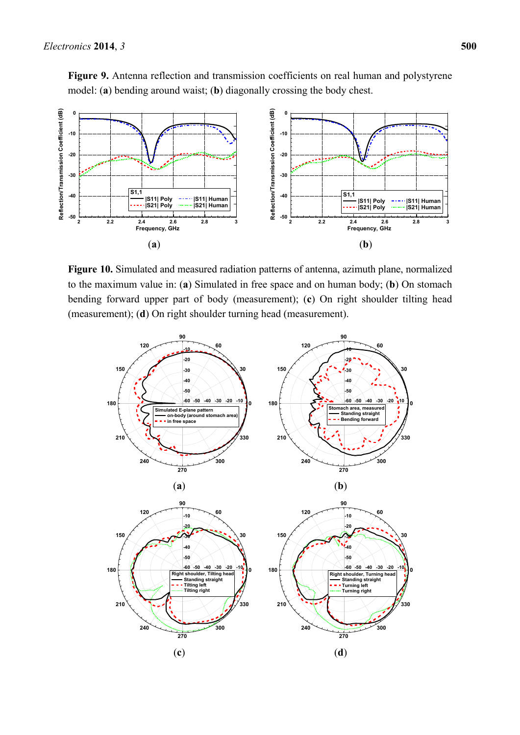**Figure 9.** Antenna reflection and transmission coefficients on real human and polystyrene model: (**a**) bending around waist; (**b**) diagonally crossing the body chest.

(**a**)

(**b**)

**Figure 10.** Simulated and measured radiation patterns of antenna, azimuth plane, normalized to the maximum value in: (**a**) Simulated in free space and on human body; (**b**) On stomach bending forward upper part of body (measurement); (**c**) On right shoulder tilting head (measurement); (**d**) On right shoulder turning head (measurement).

(**a**)

(**b**)

(**c**)

(**d**)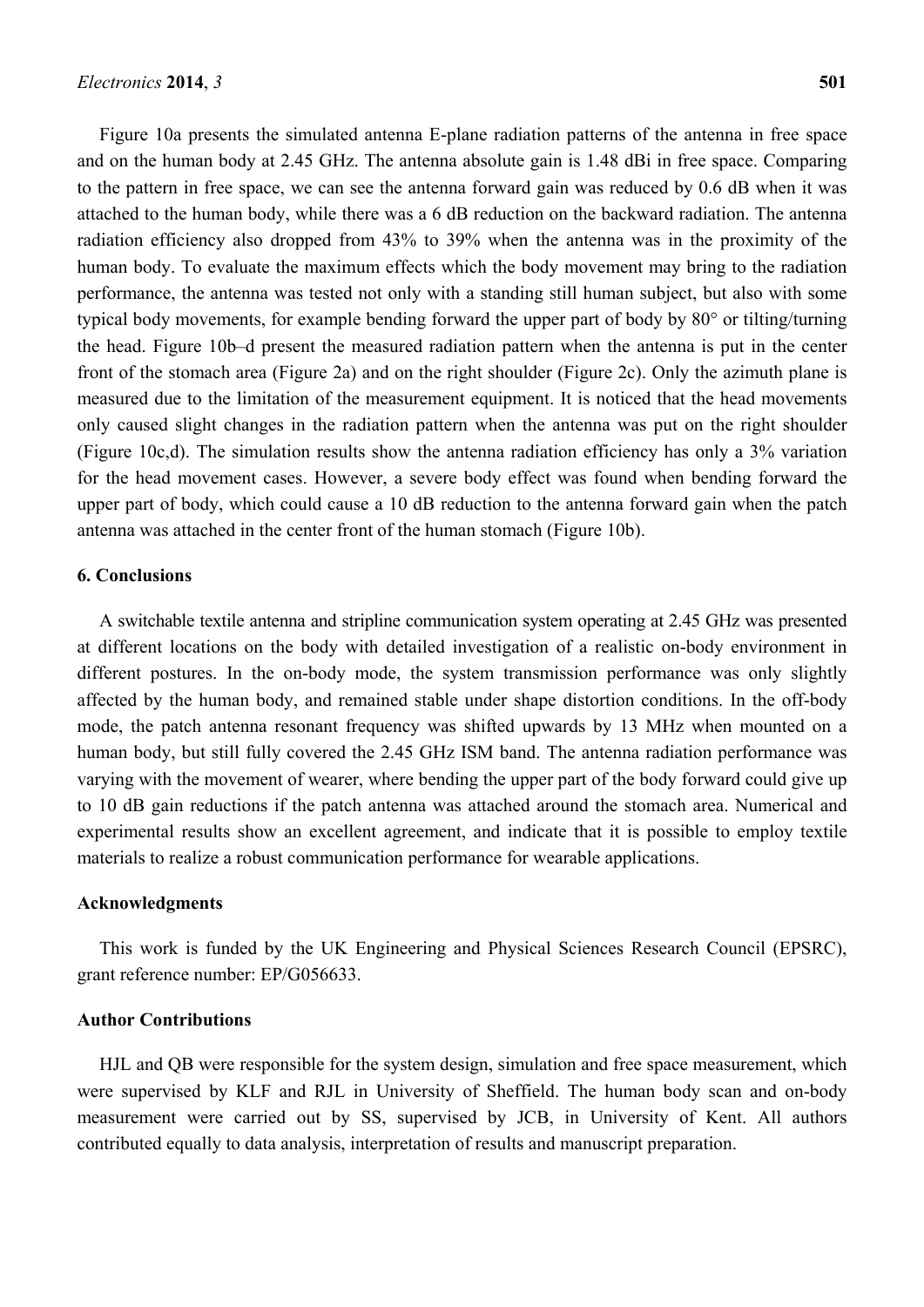Figure 10a presents the simulated antenna E-plane radiation patterns of the antenna in free space and on the human body at 2.45 GHz. The antenna absolute gain is 1.48 dBi in free space. Comparing to the pattern in free space, we can see the antenna forward gain was reduced by 0.6 dB when it was attached to the human body, while there was a 6 dB reduction on the backward radiation. The antenna radiation efficiency also dropped from 43% to 39% when the antenna was in the proximity of the human body. To evaluate the maximum effects which the body movement may bring to the radiation performance, the antenna was tested not only with a standing still human subject, but also with some typical body movements, for example bending forward the upper part of body by 80° or tilting/turning the head. Figure 10b–d present the measured radiation pattern when the antenna is put in the center front of the stomach area (Figure 2a) and on the right shoulder (Figure 2c). Only the azimuth plane is measured due to the limitation of the measurement equipment. It is noticed that the head movements only caused slight changes in the radiation pattern when the antenna was put on the right shoulder (Figure 10c,d). The simulation results show the antenna radiation efficiency has only a 3% variation for the head movement cases. However, a severe body effect was found when bending forward the upper part of body, which could cause a 10 dB reduction to the antenna forward gain when the patch antenna was attached in the center front of the human stomach (Figure 10b).

## 6. Conclusions

A switchable textile antenna and stripline communication system operating at 2.45 GHz was presented at different locations on the body with detailed investigation of a realistic on-body environment in different postures. In the on-body mode, the system transmission performance was only slightly affected by the human body, and remained stable under shape distortion conditions. In the off-body mode, the patch antenna resonant frequency was shifted upwards by 13 MHz when mounted on a human body, but still fully covered the 2.45 GHz ISM band. The antenna radiation performance was varying with the movement of wearer, where bending the upper part of the body forward could give up to 10 dB gain reductions if the patch antenna was attached around the stomach area. Numerical and experimental results show an excellent agreement, and indicate that it is possible to employ textile materials to realize a robust communication performance for wearable applications.

## Acknowledgments

This work is funded by the UK Engineering and Physical Sciences Research Council (EPSRC), grant reference number: EP/G056633.

## Author Contributions

HJL and QB were responsible for the system design, simulation and free space measurement, which were supervised by KLF and RJL in University of Sheffield. The human body scan and on-body measurement were carried out by SS, supervised by JCB, in University of Kent. All authors contributed equally to data analysis, interpretation of results and manuscript preparation.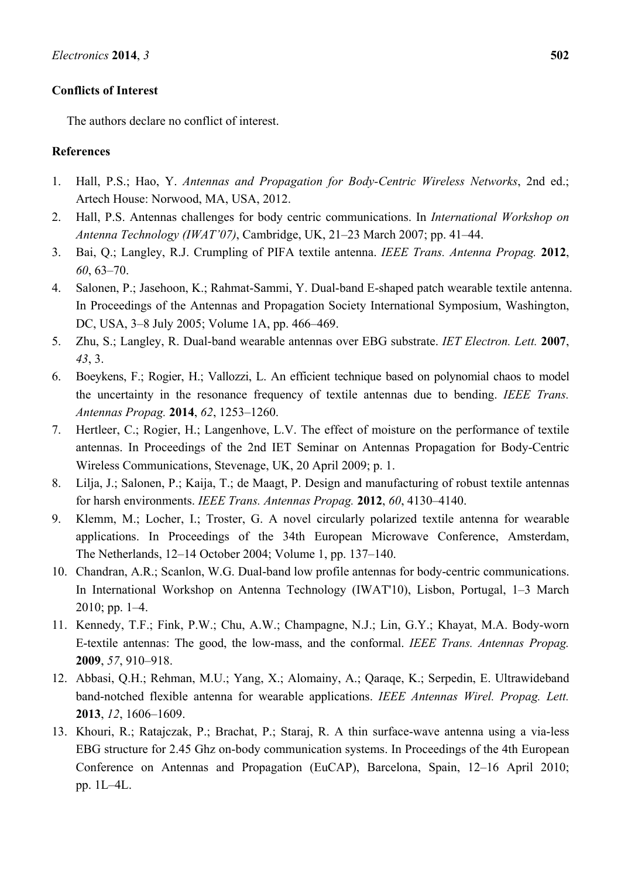## Conflicts of Interest

The authors declare no conflict of interest.

## References

1. Hall, P.S.; Hao, Y. *Antennas and Propagation for Body-Centric Wireless Networks*, 2nd ed.; Artech House: Norwood, MA, USA, 2012.
2. Hall, P.S. Antennas challenges for body centric communications. In *International Workshop on Antenna Technology (IWAT'07)*, Cambridge, UK, 21–23 March 2007; pp. 41–44.
3. Bai, Q.; Langley, R.J. Crumpling of PIFA textile antenna. *IEEE Trans. Antenna Propag.* **2012**, *60*, 63–70.
4. Salonen, P.; Jasehoon, K.; Rahmat-Sammi, Y. Dual-band E-shaped patch wearable textile antenna. In Proceedings of the Antennas and Propagation Society International Symposium, Washington, DC, USA, 3–8 July 2005; Volume 1A, pp. 466–469.
5. Zhu, S.; Langley, R. Dual-band wearable antennas over EBG substrate. *IET Electron. Lett.* **2007**, *43*, 3.
6. Boeykens, F.; Rogier, H.; Vallozzi, L. An efficient technique based on polynomial chaos to model the uncertainty in the resonance frequency of textile antennas due to bending. *IEEE Trans. Antennas Propag.* **2014**, *62*, 1253–1260.
7. Hertleer, C.; Rogier, H.; Langenhove, L.V. The effect of moisture on the performance of textile antennas. In Proceedings of the 2nd IET Seminar on Antennas Propagation for Body-Centric Wireless Communications, Stevenage, UK, 20 April 2009; p. 1.
8. Lilja, J.; Salonen, P.; Kaija, T.; de Maagt, P. Design and manufacturing of robust textile antennas for harsh environments. *IEEE Trans. Antennas Propag.* **2012**, *60*, 4130–4140.
9. Klemm, M.; Locher, I.; Troster, G. A novel circularly polarized textile antenna for wearable applications. In Proceedings of the 34th European Microwave Conference, Amsterdam, The Netherlands, 12–14 October 2004; Volume 1, pp. 137–140.
10. Chandran, A.R.; Scanlon, W.G. Dual-band low profile antennas for body-centric communications. In International Workshop on Antenna Technology (IWAT'10), Lisbon, Portugal, 1–3 March 2010; pp. 1–4.
11. Kennedy, T.F.; Fink, P.W.; Chu, A.W.; Champagne, N.J.; Lin, G.Y.; Khayat, M.A. Body-worn E-textile antennas: The good, the low-mass, and the conformal. *IEEE Trans. Antennas Propag.* **2009**, *57*, 910–918.
12. Abbasi, Q.H.; Rehman, M.U.; Yang, X.; Alomainy, A.; Qaraqe, K.; Serpedin, E. Ultrawideband band-notched flexible antenna for wearable applications. *IEEE Antennas Wirel. Propag. Lett.* **2013**, *12*, 1606–1609.
13. Khouri, R.; Ratajczak, P.; Brachat, P.; Staraj, R. A thin surface-wave antenna using a via-less EBG structure for 2.45 Ghz on-body communication systems. In Proceedings of the 4th European Conference on Antennas and Propagation (EuCAP), Barcelona, Spain, 12–16 April 2010; pp. 1L–4L.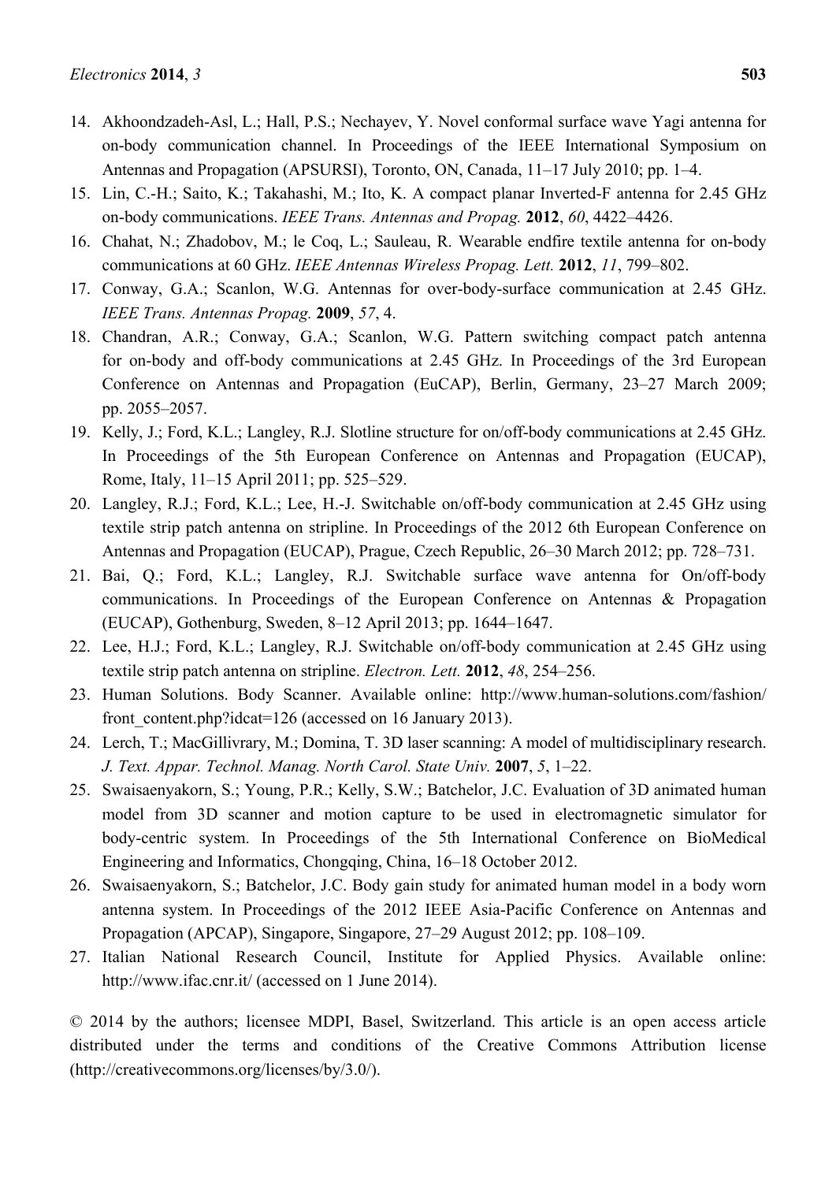14. Akhoondzadeh-Asl, L.; Hall, P.S.; Nechayev, Y. Novel conformal surface wave Yagi antenna for on-body communication channel. In Proceedings of the IEEE International Symposium on Antennas and Propagation (APSURSI), Toronto, ON, Canada, 11–17 July 2010; pp. 1–4.
15. Lin, C.-H.; Saito, K.; Takahashi, M.; Ito, K. A compact planar Inverted-F antenna for 2.45 GHz on-body communications. *IEEE Trans. Antennas and Propag.* **2012**, *60*, 4422–4426.
16. Chahat, N.; Zhadobov, M.; le Coq, L.; Sauleau, R. Wearable endfire textile antenna for on-body communications at 60 GHz. *IEEE Antennas Wireless Propag. Lett.* **2012**, *11*, 799–802.
17. Conway, G.A.; Scanlon, W.G. Antennas for over-body-surface communication at 2.45 GHz. *IEEE Trans. Antennas Propag.* **2009**, *57*, 4.
18. Chandran, A.R.; Conway, G.A.; Scanlon, W.G. Pattern switching compact patch antenna for on-body and off-body communications at 2.45 GHz. In Proceedings of the 3rd European Conference on Antennas and Propagation (EuCAP), Berlin, Germany, 23–27 March 2009; pp. 2055–2057.
19. Kelly, J.; Ford, K.L.; Langley, R.J. Slotline structure for on/off-body communications at 2.45 GHz. In Proceedings of the 5th European Conference on Antennas and Propagation (EUCAP), Rome, Italy, 11–15 April 2011; pp. 525–529.
20. Langley, R.J.; Ford, K.L.; Lee, H.-J. Switchable on/off-body communication at 2.45 GHz using textile strip patch antenna on stripline. In Proceedings of the 2012 6th European Conference on Antennas and Propagation (EUCAP), Prague, Czech Republic, 26–30 March 2012; pp. 728–731.
21. Bai, Q.; Ford, K.L.; Langley, R.J. Switchable surface wave antenna for On/off-body communications. In Proceedings of the European Conference on Antennas & Propagation (EUCAP), Gothenburg, Sweden, 8–12 April 2013; pp. 1644–1647.
22. Lee, H.J.; Ford, K.L.; Langley, R.J. Switchable on/off-body communication at 2.45 GHz using textile strip patch antenna on stripline. *Electron. Lett.* **2012**, *48*, 254–256.
23. Human Solutions. Body Scanner. Available online: http://www.human-solutions.com/fashion/front_content.php?idcat=126 (accessed on 16 January 2013).
24. Lerch, T.; MacGillivrary, M.; Domina, T. 3D laser scanning: A model of multidisciplinary research. *J. Text. Appar. Technol. Manag. North Carol. State Univ.* **2007**, *5*, 1–22.
25. Swaisaenyakorn, S.; Young, P.R.; Kelly, S.W.; Batchelor, J.C. Evaluation of 3D animated human model from 3D scanner and motion capture to be used in electromagnetic simulator for body-centric system. In Proceedings of the 5th International Conference on BioMedical Engineering and Informatics, Chongqing, China, 16–18 October 2012.
26. Swaisaenyakorn, S.; Batchelor, J.C. Body gain study for animated human model in a body worn antenna system. In Proceedings of the 2012 IEEE Asia-Pacific Conference on Antennas and Propagation (APCAP), Singapore, Singapore, 27–29 August 2012; pp. 108–109.
27. Italian National Research Council, Institute for Applied Physics. Available online: http://www.ifac.cnr.it/ (accessed on 1 June 2014).

© 2014 by the authors; licensee MDPI, Basel, Switzerland. This article is an open access article distributed under the terms and conditions of the Creative Commons Attribution license (http://creativecommons.org/licenses/by/3.0/).